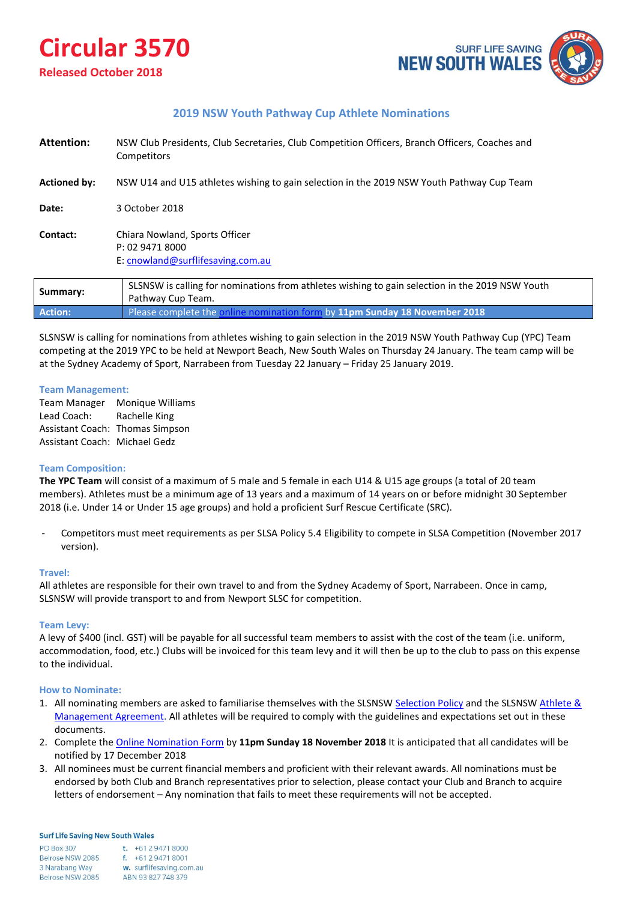# Circular 3570

**Released October 2018**

SURF LIFE SAVING NEW SOUTH WALES

## 2019 NSW Youth Pathway Cup Athlete Nominations

**Attention:** NSW Club Presidents, Club Secretaries, Club Competition Officers, Branch Officers, Coaches and Competitors

**Actioned by:** NSW U14 and U15 athletes wishing to gain selection in the 2019 NSW Youth Pathway Cup Team

**Date:** 3 October 2018

**Contact:** Chiara Nowland, Sports Officer
P: 02 9471 8000
E: cnowland@surflifesaving.com.au

| | |
|---|---|
| **Summary:** | SLSNSW is calling for nominations from athletes wishing to gain selection in the 2019 NSW Youth Pathway Cup Team. |
| **Action:** | Please complete the online nomination form by **11pm Sunday 18 November 2018** |

SLSNSW is calling for nominations from athletes wishing to gain selection in the 2019 NSW Youth Pathway Cup (YPC) Team competing at the 2019 YPC to be held at Newport Beach, New South Wales on Thursday 24 January. The team camp will be at the Sydney Academy of Sport, Narrabeen from Tuesday 22 January – Friday 25 January 2019.

### Team Management:

Team Manager Monique Williams
Lead Coach: Rachelle King
Assistant Coach: Thomas Simpson
Assistant Coach: Michael Gedz

### Team Composition:

**The YPC Team** will consist of a maximum of 5 male and 5 female in each U14 & U15 age groups (a total of 20 team members). Athletes must be a minimum age of 13 years and a maximum of 14 years on or before midnight 30 September 2018 (i.e. Under 14 or Under 15 age groups) and hold a proficient Surf Rescue Certificate (SRC).

- Competitors must meet requirements as per SLSA Policy 5.4 Eligibility to compete in SLSA Competition (November 2017 version).

### Travel:

All athletes are responsible for their own travel to and from the Sydney Academy of Sport, Narrabeen. Once in camp, SLSNSW will provide transport to and from Newport SLSC for competition.

### Team Levy:

A levy of $400 (incl. GST) will be payable for all successful team members to assist with the cost of the team (i.e. uniform, accommodation, food, etc.) Clubs will be invoiced for this team levy and it will then be up to the club to pass on this expense to the individual.

### How to Nominate:

1. All nominating members are asked to familiarise themselves with the SLSNSW Selection Policy and the SLSNSW Athlete & Management Agreement. All athletes will be required to comply with the guidelines and expectations set out in these documents.
2. Complete the Online Nomination Form by **11pm Sunday 18 November 2018** It is anticipated that all candidates will be notified by 17 December 2018
3. All nominees must be current financial members and proficient with their relevant awards. All nominations must be endorsed by both Club and Branch representatives prior to selection, please contact your Club and Branch to acquire letters of endorsement – Any nomination that fails to meet these requirements will not be accepted.

Surf Life Saving New South Wales

PO Box 307
Belrose NSW 2085
3 Narabang Way
Belrose NSW 2085

t. +61 2 9471 8000
f. +61 2 9471 8001
w. surflifesaving.com.au
ABN 93 827 748 379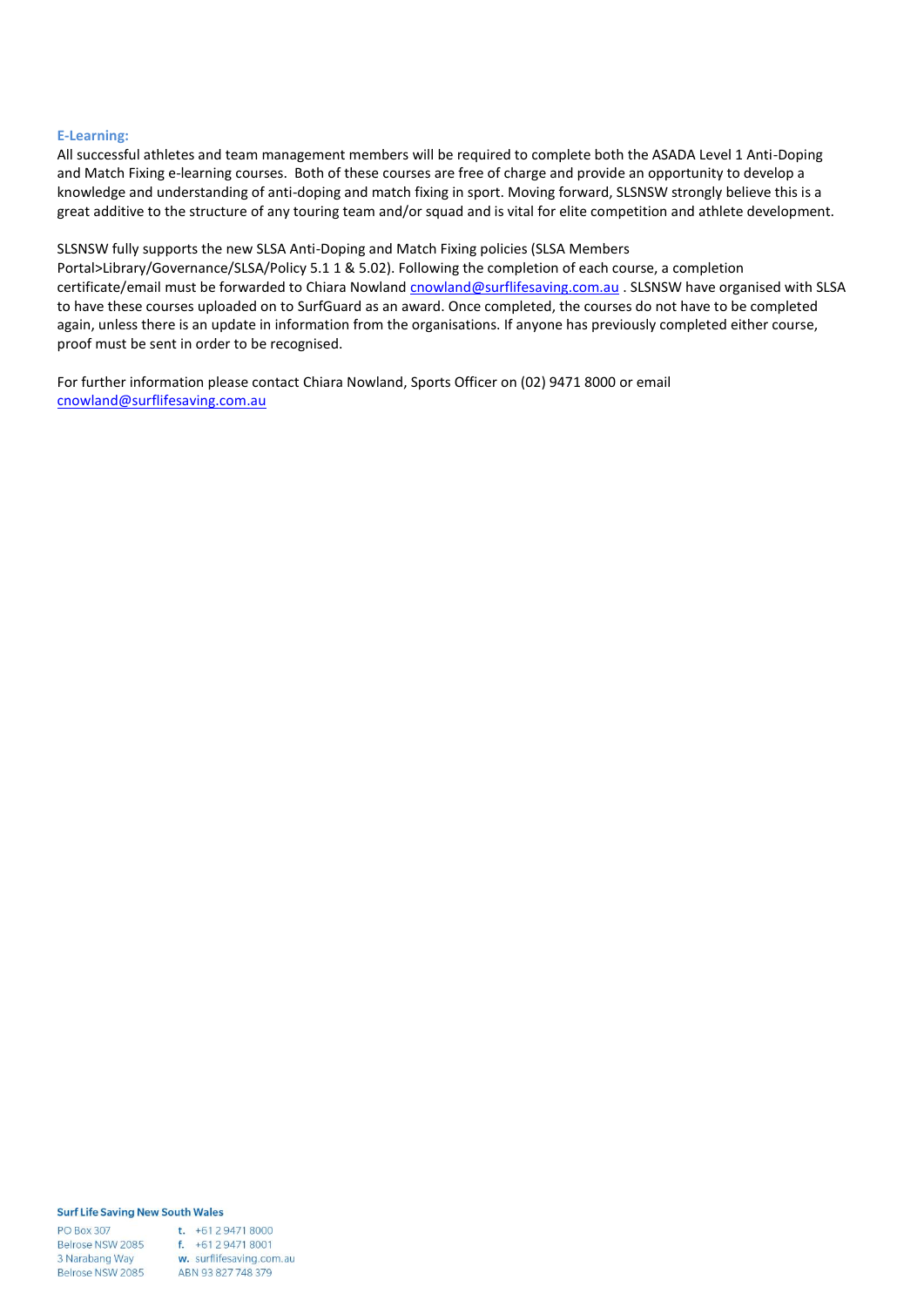### E-Learning:

All successful athletes and team management members will be required to complete both the ASADA Level 1 Anti-Doping and Match Fixing e-learning courses. Both of these courses are free of charge and provide an opportunity to develop a knowledge and understanding of anti-doping and match fixing in sport. Moving forward, SLSNSW strongly believe this is a great additive to the structure of any touring team and/or squad and is vital for elite competition and athlete development.

SLSNSW fully supports the new SLSA Anti-Doping and Match Fixing policies (SLSA Members Portal>Library/Governance/SLSA/Policy 5.1 1 & 5.02). Following the completion of each course, a completion certificate/email must be forwarded to Chiara Nowland cnowland@surflifesaving.com.au . SLSNSW have organised with SLSA to have these courses uploaded on to SurfGuard as an award. Once completed, the courses do not have to be completed again, unless there is an update in information from the organisations. If anyone has previously completed either course, proof must be sent in order to be recognised.

For further information please contact Chiara Nowland, Sports Officer on (02) 9471 8000 or email cnowland@surflifesaving.com.au

**Surf Life Saving New South Wales**

PO Box 307
Belrose NSW 2085
3 Narabang Way
Belrose NSW 2085

t. +61 2 9471 8000
f. +61 2 9471 8001
w. surflifesaving.com.au
ABN 93 827 748 379